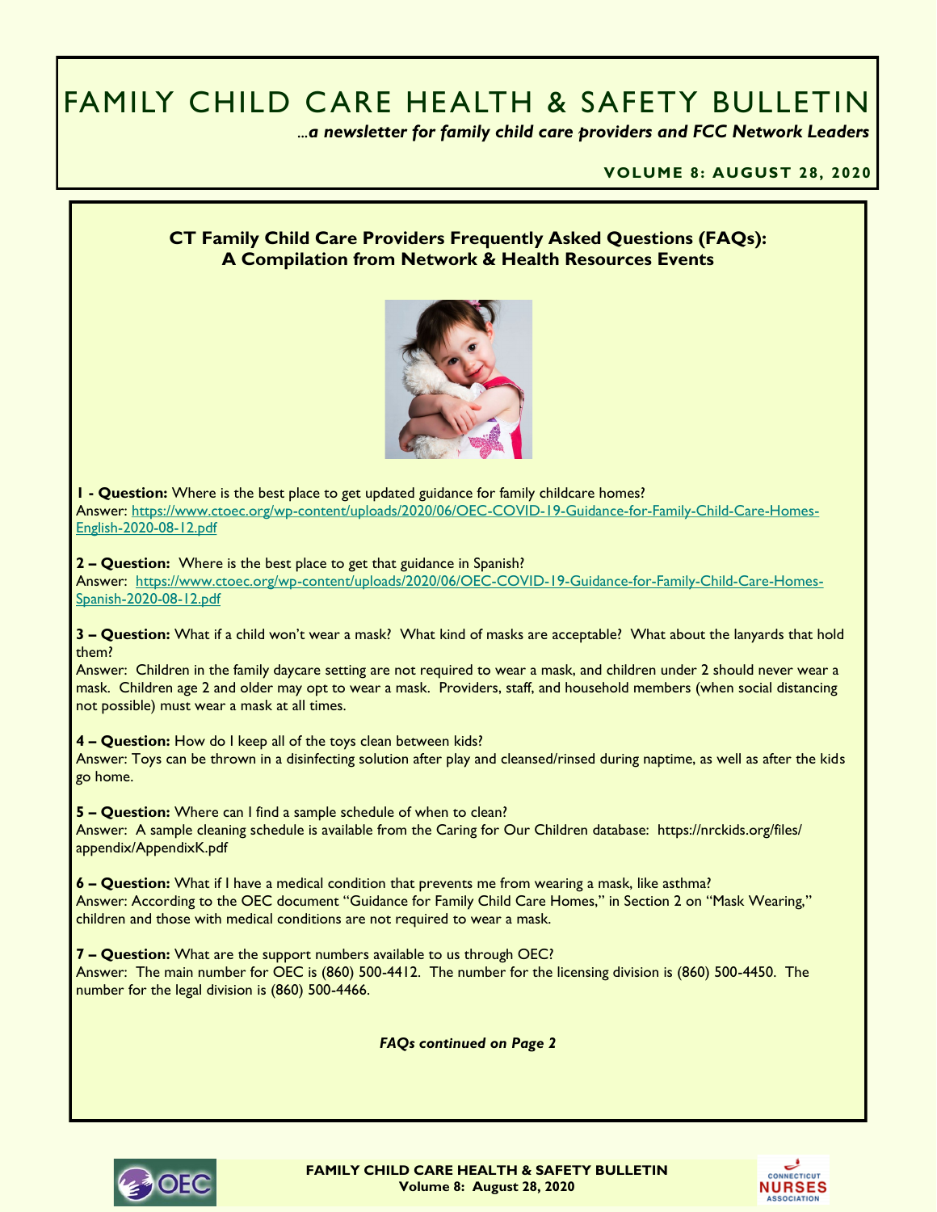# FAMILY CHILD CARE HEALTH & SAFETY BULLETIN

***...a newsletter for family child care providers and FCC Network Leaders***

**VOLUME 8: AUGUST 28, 2020**

## CT Family Child Care Providers Frequently Asked Questions (FAQs): A Compilation from Network & Health Resources Events

**1 - Question:** Where is the best place to get updated guidance for family childcare homes?
Answer: https://www.ctoec.org/wp-content/uploads/2020/06/OEC-COVID-19-Guidance-for-Family-Child-Care-Homes-English-2020-08-12.pdf

**2 – Question:** Where is the best place to get that guidance in Spanish?
Answer: https://www.ctoec.org/wp-content/uploads/2020/06/OEC-COVID-19-Guidance-for-Family-Child-Care-Homes-Spanish-2020-08-12.pdf

**3 – Question:** What if a child won't wear a mask? What kind of masks are acceptable? What about the lanyards that hold them?
Answer: Children in the family daycare setting are not required to wear a mask, and children under 2 should never wear a mask. Children age 2 and older may opt to wear a mask. Providers, staff, and household members (when social distancing not possible) must wear a mask at all times.

**4 – Question:** How do I keep all of the toys clean between kids?
Answer: Toys can be thrown in a disinfecting solution after play and cleansed/rinsed during naptime, as well as after the kids go home.

**5 – Question:** Where can I find a sample schedule of when to clean?
Answer: A sample cleaning schedule is available from the Caring for Our Children database: https://nrckids.org/files/appendix/AppendixK.pdf

**6 – Question:** What if I have a medical condition that prevents me from wearing a mask, like asthma?
Answer: According to the OEC document "Guidance for Family Child Care Homes," in Section 2 on "Mask Wearing," children and those with medical conditions are not required to wear a mask.

**7 – Question:** What are the support numbers available to us through OEC?
Answer: The main number for OEC is (860) 500-4412. The number for the licensing division is (860) 500-4450. The number for the legal division is (860) 500-4466.

***FAQs continued on Page 2***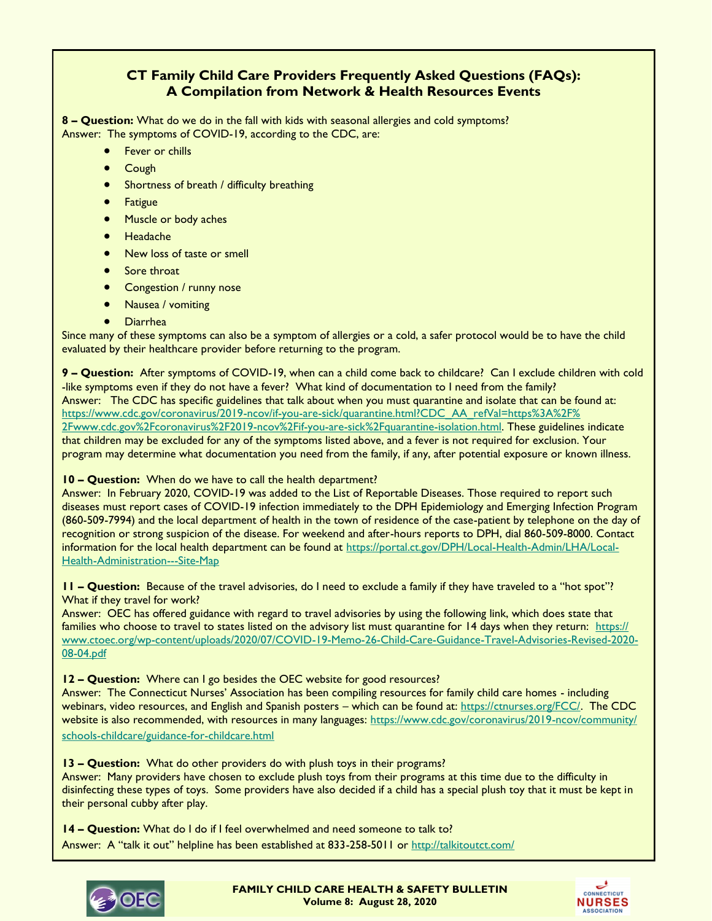# CT Family Child Care Providers Frequently Asked Questions (FAQs): A Compilation from Network & Health Resources Events

**8 – Question:** What do we do in the fall with kids with seasonal allergies and cold symptoms?
Answer: The symptoms of COVID-19, according to the CDC, are:

- Fever or chills
- Cough
- Shortness of breath / difficulty breathing
- Fatigue
- Muscle or body aches
- Headache
- New loss of taste or smell
- Sore throat
- Congestion / runny nose
- Nausea / vomiting
- Diarrhea

Since many of these symptoms can also be a symptom of allergies or a cold, a safer protocol would be to have the child evaluated by their healthcare provider before returning to the program.

**9 – Question:** After symptoms of COVID-19, when can a child come back to childcare? Can I exclude children with cold-like symptoms even if they do not have a fever? What kind of documentation to I need from the family?
Answer: The CDC has specific guidelines that talk about when you must quarantine and isolate that can be found at: https://www.cdc.gov/coronavirus/2019-ncov/if-you-are-sick/quarantine.html?CDC_AA_refVal=https%3A%2F%2Fwww.cdc.gov%2Fcoronavirus%2F2019-ncov%2Fif-you-are-sick%2Fquarantine-isolation.html. These guidelines indicate that children may be excluded for any of the symptoms listed above, and a fever is not required for exclusion. Your program may determine what documentation you need from the family, if any, after potential exposure or known illness.

**10 – Question:** When do we have to call the health department?
Answer: In February 2020, COVID-19 was added to the List of Reportable Diseases. Those required to report such diseases must report cases of COVID-19 infection immediately to the DPH Epidemiology and Emerging Infection Program (860-509-7994) and the local department of health in the town of residence of the case-patient by telephone on the day of recognition or strong suspicion of the disease. For weekend and after-hours reports to DPH, dial 860-509-8000. Contact information for the local health department can be found at https://portal.ct.gov/DPH/Local-Health-Admin/LHA/Local-Health-Administration---Site-Map

**11 – Question:** Because of the travel advisories, do I need to exclude a family if they have traveled to a "hot spot"? What if they travel for work?
Answer: OEC has offered guidance with regard to travel advisories by using the following link, which does state that families who choose to travel to states listed on the advisory list must quarantine for 14 days when they return: https://www.ctoec.org/wp-content/uploads/2020/07/COVID-19-Memo-26-Child-Care-Guidance-Travel-Advisories-Revised-2020-08-04.pdf

**12 – Question:** Where can I go besides the OEC website for good resources?
Answer: The Connecticut Nurses' Association has been compiling resources for family child care homes - including webinars, video resources, and English and Spanish posters – which can be found at: https://ctnurses.org/FCC/. The CDC website is also recommended, with resources in many languages: https://www.cdc.gov/coronavirus/2019-ncov/community/schools-childcare/guidance-for-childcare.html

**13 – Question:** What do other providers do with plush toys in their programs?
Answer: Many providers have chosen to exclude plush toys from their programs at this time due to the difficulty in disinfecting these types of toys. Some providers have also decided if a child has a special plush toy that it must be kept in their personal cubby after play.

**14 – Question:** What do I do if I feel overwhelmed and need someone to talk to?
Answer: A "talk it out" helpline has been established at 833-258-5011 or http://talkitoutct.com/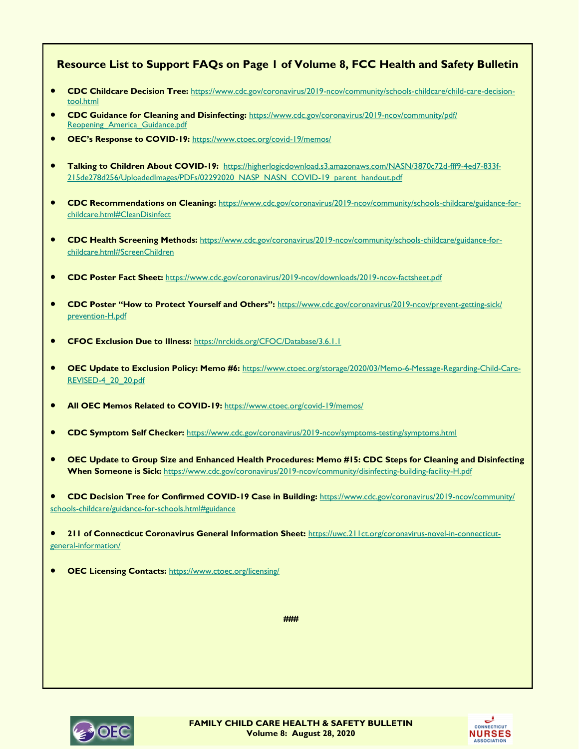## Resource List to Support FAQs on Page 1 of Volume 8, FCC Health and Safety Bulletin

- **CDC Childcare Decision Tree:** https://www.cdc.gov/coronavirus/2019-ncov/community/schools-childcare/child-care-decision-tool.html
- **CDC Guidance for Cleaning and Disinfecting:** https://www.cdc.gov/coronavirus/2019-ncov/community/pdf/Reopening_America_Guidance.pdf
- **OEC's Response to COVID-19:** https://www.ctoec.org/covid-19/memos/
- **Talking to Children About COVID-19:** https://higherlogicdownload.s3.amazonaws.com/NASN/3870c72d-fff9-4ed7-833f-215de278d256/UploadedImages/PDFs/02292020_NASP_NASN_COVID-19_parent_handout.pdf
- **CDC Recommendations on Cleaning:** https://www.cdc.gov/coronavirus/2019-ncov/community/schools-childcare/guidance-for-childcare.html#CleanDisinfect
- **CDC Health Screening Methods:** https://www.cdc.gov/coronavirus/2019-ncov/community/schools-childcare/guidance-for-childcare.html#ScreenChildren
- **CDC Poster Fact Sheet:** https://www.cdc.gov/coronavirus/2019-ncov/downloads/2019-ncov-factsheet.pdf
- **CDC Poster "How to Protect Yourself and Others":** https://www.cdc.gov/coronavirus/2019-ncov/prevent-getting-sick/prevention-H.pdf
- **CFOC Exclusion Due to Illness:** https://nrckids.org/CFOC/Database/3.6.1.1
- **OEC Update to Exclusion Policy: Memo #6:** https://www.ctoec.org/storage/2020/03/Memo-6-Message-Regarding-Child-Care-REVISED-4_20_20.pdf
- **All OEC Memos Related to COVID-19:** https://www.ctoec.org/covid-19/memos/
- **CDC Symptom Self Checker:** https://www.cdc.gov/coronavirus/2019-ncov/symptoms-testing/symptoms.html
- **OEC Update to Group Size and Enhanced Health Procedures: Memo #15: CDC Steps for Cleaning and Disinfecting When Someone is Sick:** https://www.cdc.gov/coronavirus/2019-ncov/community/disinfecting-building-facility-H.pdf
- **CDC Decision Tree for Confirmed COVID-19 Case in Building:** https://www.cdc.gov/coronavirus/2019-ncov/community/schools-childcare/guidance-for-schools.html#guidance
- **211 of Connecticut Coronavirus General Information Sheet:** https://uwc.211ct.org/coronavirus-novel-in-connecticut-general-information/
- **OEC Licensing Contacts:** https://www.ctoec.org/licensing/

###